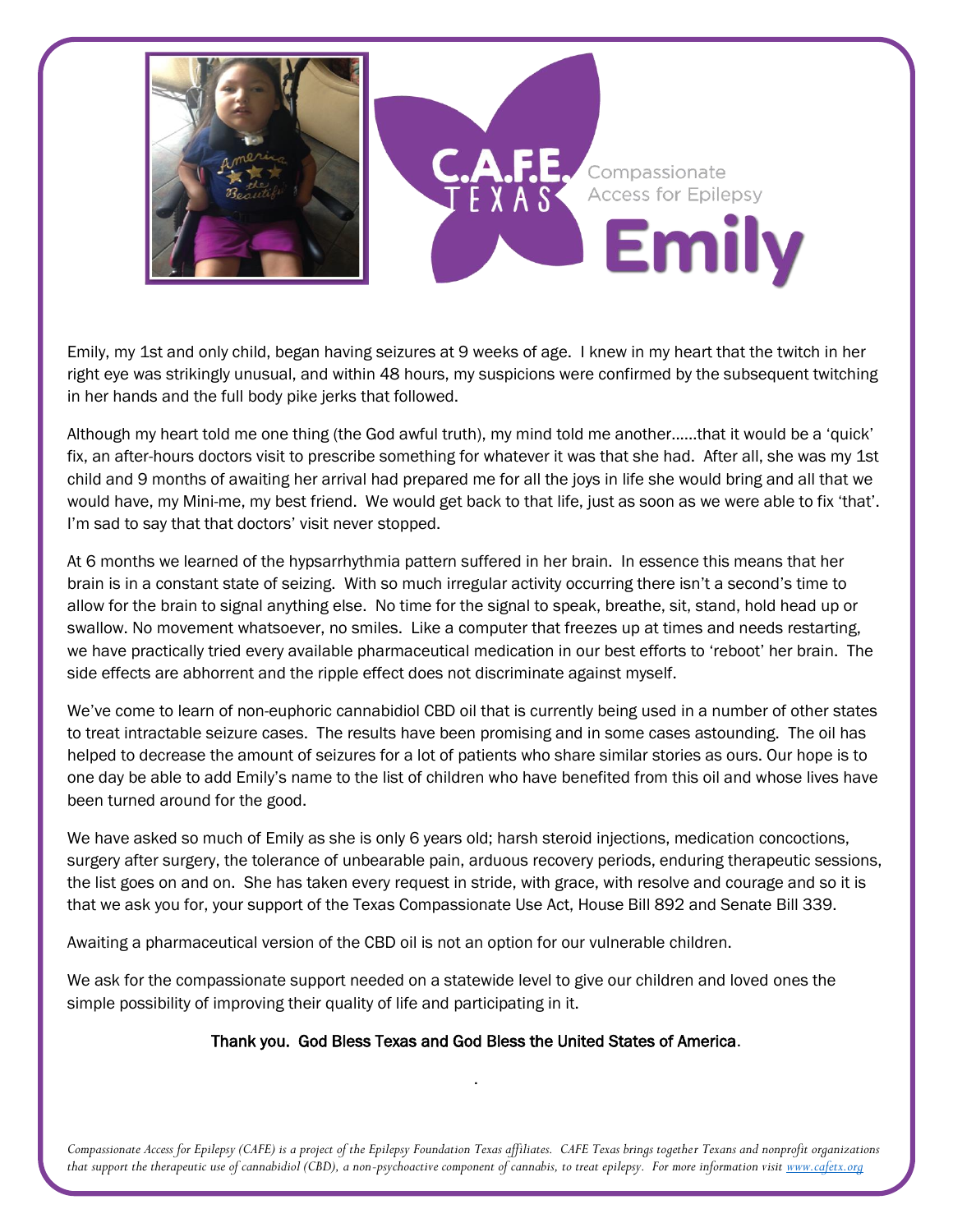C.A.F.E. TEXAS Compassionate Access for Epilepsy

# Emily

Emily, my 1st and only child, began having seizures at 9 weeks of age. I knew in my heart that the twitch in her right eye was strikingly unusual, and within 48 hours, my suspicions were confirmed by the subsequent twitching in her hands and the full body pike jerks that followed.

Although my heart told me one thing (the God awful truth), my mind told me another……that it would be a 'quick' fix, an after-hours doctors visit to prescribe something for whatever it was that she had. After all, she was my 1st child and 9 months of awaiting her arrival had prepared me for all the joys in life she would bring and all that we would have, my Mini-me, my best friend. We would get back to that life, just as soon as we were able to fix 'that'. I'm sad to say that that doctors' visit never stopped.

At 6 months we learned of the hypsarrhythmia pattern suffered in her brain. In essence this means that her brain is in a constant state of seizing. With so much irregular activity occurring there isn't a second's time to allow for the brain to signal anything else. No time for the signal to speak, breathe, sit, stand, hold head up or swallow. No movement whatsoever, no smiles. Like a computer that freezes up at times and needs restarting, we have practically tried every available pharmaceutical medication in our best efforts to 'reboot' her brain. The side effects are abhorrent and the ripple effect does not discriminate against myself.

We've come to learn of non-euphoric cannabidiol CBD oil that is currently being used in a number of other states to treat intractable seizure cases. The results have been promising and in some cases astounding. The oil has helped to decrease the amount of seizures for a lot of patients who share similar stories as ours. Our hope is to one day be able to add Emily's name to the list of children who have benefited from this oil and whose lives have been turned around for the good.

We have asked so much of Emily as she is only 6 years old; harsh steroid injections, medication concoctions, surgery after surgery, the tolerance of unbearable pain, arduous recovery periods, enduring therapeutic sessions, the list goes on and on. She has taken every request in stride, with grace, with resolve and courage and so it is that we ask you for, your support of the Texas Compassionate Use Act, House Bill 892 and Senate Bill 339.

Awaiting a pharmaceutical version of the CBD oil is not an option for our vulnerable children.

We ask for the compassionate support needed on a statewide level to give our children and loved ones the simple possibility of improving their quality of life and participating in it.

Thank you. God Bless Texas and God Bless the United States of America.

*Compassionate Access for Epilepsy (CAFE) is a project of the Epilepsy Foundation Texas affiliates. CAFE Texas brings together Texans and nonprofit organizations that support the therapeutic use of cannabidiol (CBD), a non-psychoactive component of cannabis, to treat epilepsy. For more information visit [www.cafetx.org](www.cafetx.org)*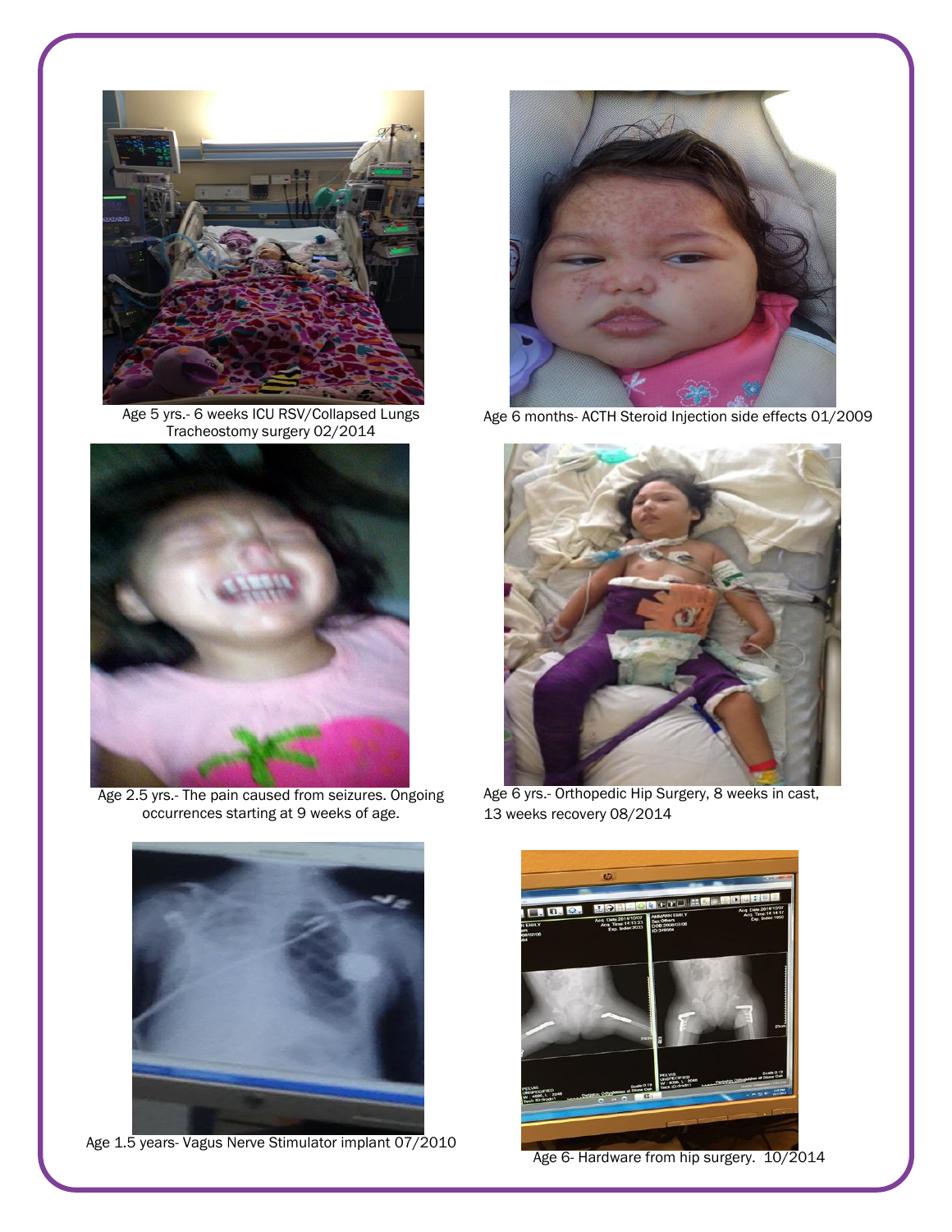Age 5 yrs.- 6 weeks ICU RSV/Collapsed Lungs Tracheostomy surgery 02/2014

Age 6 months- ACTH Steroid Injection side effects 01/2009

Age 2.5 yrs.- The pain caused from seizures. Ongoing occurrences starting at 9 weeks of age.

Age 6 yrs.- Orthopedic Hip Surgery, 8 weeks in cast, 13 weeks recovery 08/2014

Age 1.5 years- Vagus Nerve Stimulator implant 07/2010

Age 6- Hardware from hip surgery. 10/2014